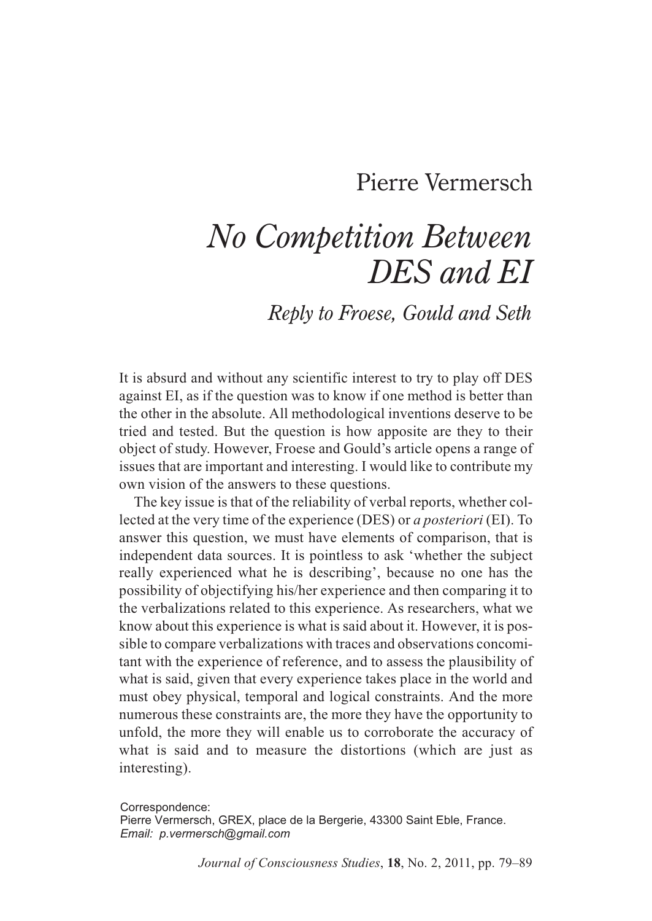Pierre Vermersch

# *No Competition Between DES and EI*

## *Reply to Froese, Gould and Seth*

It is absurd and without any scientific interest to try to play off DES against EI, as if the question was to know if one method is better than the other in the absolute. All methodological inventions deserve to be tried and tested. But the question is how apposite are they to their object of study. However, Froese and Gould's article opens a range of issues that are important and interesting. I would like to contribute my own vision of the answers to these questions.

The key issue is that of the reliability of verbal reports, whether collected at the very time of the experience (DES) or *a posteriori* (EI). To answer this question, we must have elements of comparison, that is independent data sources. It is pointless to ask 'whether the subject really experienced what he is describing', because no one has the possibility of objectifying his/her experience and then comparing it to the verbalizations related to this experience. As researchers, what we know about this experience is what is said about it. However, it is possible to compare verbalizations with traces and observations concomitant with the experience of reference, and to assess the plausibility of what is said, given that every experience takes place in the world and must obey physical, temporal and logical constraints. And the more numerous these constraints are, the more they have the opportunity to unfold, the more they will enable us to corroborate the accuracy of what is said and to measure the distortions (which are just as interesting).

Correspondence:
Pierre Vermersch, GREX, place de la Bergerie, 43300 Saint Eble, France.
*Email: p.vermersch@gmail.com*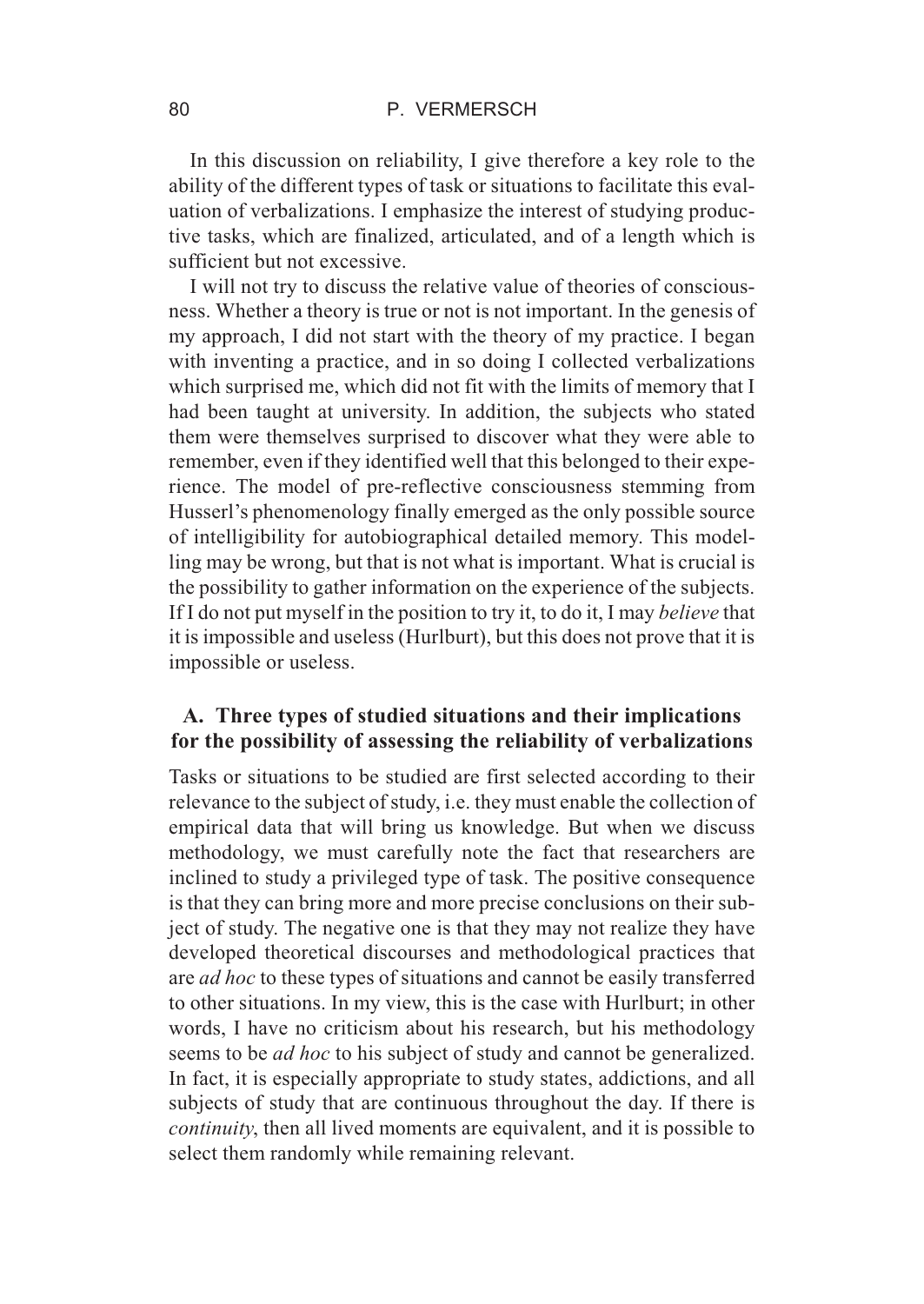In this discussion on reliability, I give therefore a key role to the ability of the different types of task or situations to facilitate this evaluation of verbalizations. I emphasize the interest of studying productive tasks, which are finalized, articulated, and of a length which is sufficient but not excessive.

I will not try to discuss the relative value of theories of consciousness. Whether a theory is true or not is not important. In the genesis of my approach, I did not start with the theory of my practice. I began with inventing a practice, and in so doing I collected verbalizations which surprised me, which did not fit with the limits of memory that I had been taught at university. In addition, the subjects who stated them were themselves surprised to discover what they were able to remember, even if they identified well that this belonged to their experience. The model of pre-reflective consciousness stemming from Husserl's phenomenology finally emerged as the only possible source of intelligibility for autobiographical detailed memory. This modelling may be wrong, but that is not what is important. What is crucial is the possibility to gather information on the experience of the subjects. If I do not put myself in the position to try it, to do it, I may *believe* that it is impossible and useless (Hurlburt), but this does not prove that it is impossible or useless.

## A. Three types of studied situations and their implications for the possibility of assessing the reliability of verbalizations

Tasks or situations to be studied are first selected according to their relevance to the subject of study, i.e. they must enable the collection of empirical data that will bring us knowledge. But when we discuss methodology, we must carefully note the fact that researchers are inclined to study a privileged type of task. The positive consequence is that they can bring more and more precise conclusions on their subject of study. The negative one is that they may not realize they have developed theoretical discourses and methodological practices that are *ad hoc* to these types of situations and cannot be easily transferred to other situations. In my view, this is the case with Hurlburt; in other words, I have no criticism about his research, but his methodology seems to be *ad hoc* to his subject of study and cannot be generalized. In fact, it is especially appropriate to study states, addictions, and all subjects of study that are continuous throughout the day. If there is *continuity*, then all lived moments are equivalent, and it is possible to select them randomly while remaining relevant.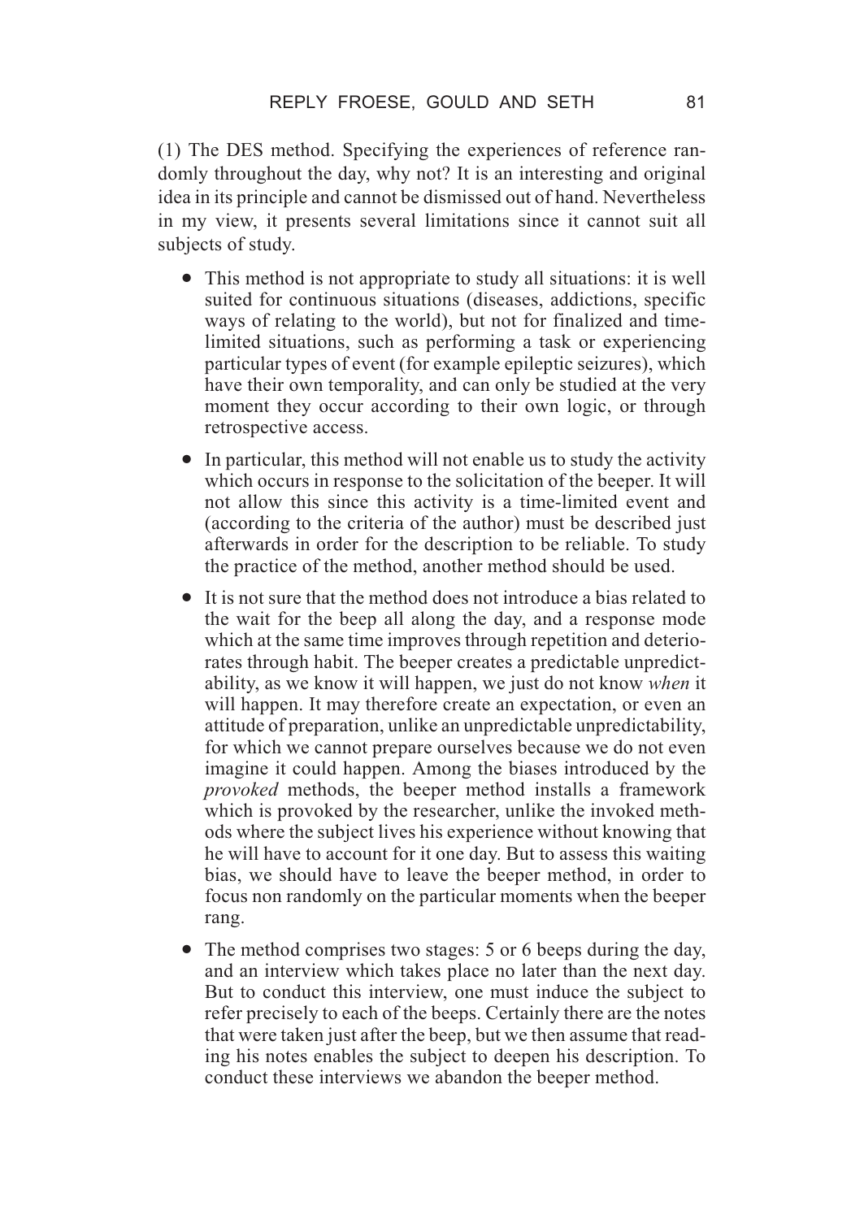(1) The DES method. Specifying the experiences of reference randomly throughout the day, why not? It is an interesting and original idea in its principle and cannot be dismissed out of hand. Nevertheless in my view, it presents several limitations since it cannot suit all subjects of study.

- This method is not appropriate to study all situations: it is well suited for continuous situations (diseases, addictions, specific ways of relating to the world), but not for finalized and time-limited situations, such as performing a task or experiencing particular types of event (for example epileptic seizures), which have their own temporality, and can only be studied at the very moment they occur according to their own logic, or through retrospective access.
- In particular, this method will not enable us to study the activity which occurs in response to the solicitation of the beeper. It will not allow this since this activity is a time-limited event and (according to the criteria of the author) must be described just afterwards in order for the description to be reliable. To study the practice of the method, another method should be used.
- It is not sure that the method does not introduce a bias related to the wait for the beep all along the day, and a response mode which at the same time improves through repetition and deteriorates through habit. The beeper creates a predictable unpredictability, as we know it will happen, we just do not know *when* it will happen. It may therefore create an expectation, or even an attitude of preparation, unlike an unpredictable unpredictability, for which we cannot prepare ourselves because we do not even imagine it could happen. Among the biases introduced by the *provoked* methods, the beeper method installs a framework which is provoked by the researcher, unlike the invoked methods where the subject lives his experience without knowing that he will have to account for it one day. But to assess this waiting bias, we should have to leave the beeper method, in order to focus non randomly on the particular moments when the beeper rang.
- The method comprises two stages: 5 or 6 beeps during the day, and an interview which takes place no later than the next day. But to conduct this interview, one must induce the subject to refer precisely to each of the beeps. Certainly there are the notes that were taken just after the beep, but we then assume that reading his notes enables the subject to deepen his description. To conduct these interviews we abandon the beeper method.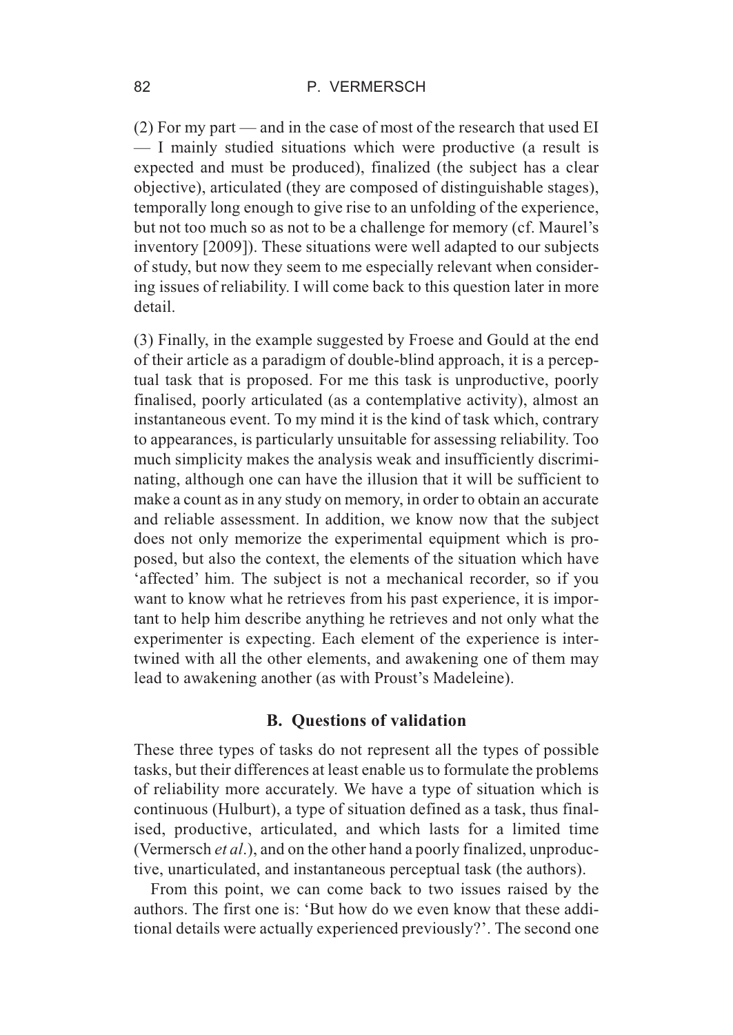(2) For my part — and in the case of most of the research that used EI — I mainly studied situations which were productive (a result is expected and must be produced), finalized (the subject has a clear objective), articulated (they are composed of distinguishable stages), temporally long enough to give rise to an unfolding of the experience, but not too much so as not to be a challenge for memory (cf. Maurel's inventory [2009]). These situations were well adapted to our subjects of study, but now they seem to me especially relevant when considering issues of reliability. I will come back to this question later in more detail.

(3) Finally, in the example suggested by Froese and Gould at the end of their article as a paradigm of double-blind approach, it is a perceptual task that is proposed. For me this task is unproductive, poorly finalised, poorly articulated (as a contemplative activity), almost an instantaneous event. To my mind it is the kind of task which, contrary to appearances, is particularly unsuitable for assessing reliability. Too much simplicity makes the analysis weak and insufficiently discriminating, although one can have the illusion that it will be sufficient to make a count as in any study on memory, in order to obtain an accurate and reliable assessment. In addition, we know now that the subject does not only memorize the experimental equipment which is proposed, but also the context, the elements of the situation which have 'affected' him. The subject is not a mechanical recorder, so if you want to know what he retrieves from his past experience, it is important to help him describe anything he retrieves and not only what the experimenter is expecting. Each element of the experience is intertwined with all the other elements, and awakening one of them may lead to awakening another (as with Proust's Madeleine).

### B. Questions of validation

These three types of tasks do not represent all the types of possible tasks, but their differences at least enable us to formulate the problems of reliability more accurately. We have a type of situation which is continuous (Hulburt), a type of situation defined as a task, thus finalised, productive, articulated, and which lasts for a limited time (Vermersch *et al*.), and on the other hand a poorly finalized, unproductive, unarticulated, and instantaneous perceptual task (the authors).

From this point, we can come back to two issues raised by the authors. The first one is: 'But how do we even know that these additional details were actually experienced previously?'. The second one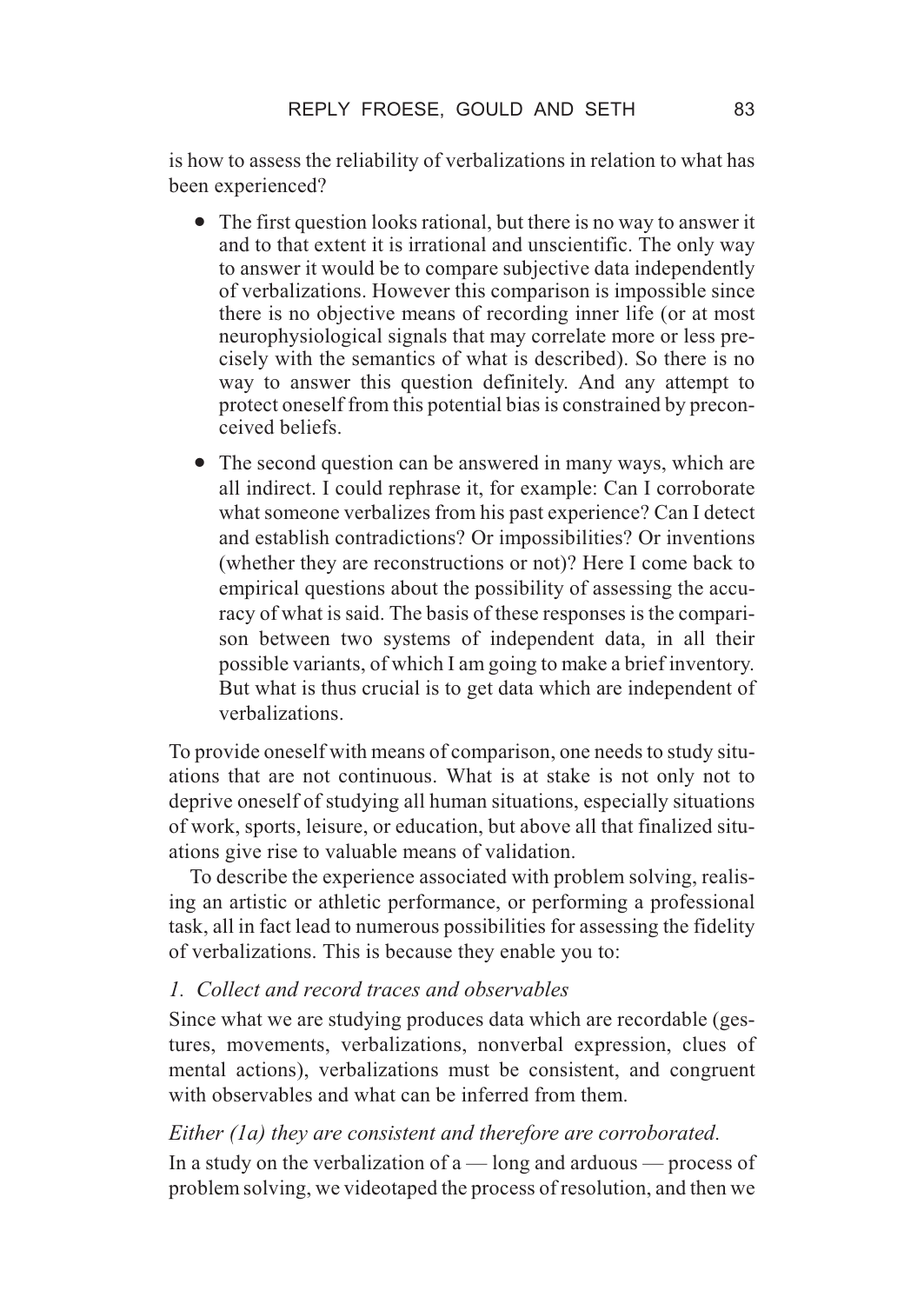is how to assess the reliability of verbalizations in relation to what has been experienced?

- The first question looks rational, but there is no way to answer it and to that extent it is irrational and unscientific. The only way to answer it would be to compare subjective data independently of verbalizations. However this comparison is impossible since there is no objective means of recording inner life (or at most neurophysiological signals that may correlate more or less precisely with the semantics of what is described). So there is no way to answer this question definitely. And any attempt to protect oneself from this potential bias is constrained by preconceived beliefs.
- The second question can be answered in many ways, which are all indirect. I could rephrase it, for example: Can I corroborate what someone verbalizes from his past experience? Can I detect and establish contradictions? Or impossibilities? Or inventions (whether they are reconstructions or not)? Here I come back to empirical questions about the possibility of assessing the accuracy of what is said. The basis of these responses is the comparison between two systems of independent data, in all their possible variants, of which I am going to make a brief inventory. But what is thus crucial is to get data which are independent of verbalizations.

To provide oneself with means of comparison, one needs to study situations that are not continuous. What is at stake is not only not to deprive oneself of studying all human situations, especially situations of work, sports, leisure, or education, but above all that finalized situations give rise to valuable means of validation.

To describe the experience associated with problem solving, realising an artistic or athletic performance, or performing a professional task, all in fact lead to numerous possibilities for assessing the fidelity of verbalizations. This is because they enable you to:

*1. Collect and record traces and observables*

Since what we are studying produces data which are recordable (gestures, movements, verbalizations, nonverbal expression, clues of mental actions), verbalizations must be consistent, and congruent with observables and what can be inferred from them.

*Either (1a) they are consistent and therefore are corroborated.*

In a study on the verbalization of a — long and arduous — process of problem solving, we videotaped the process of resolution, and then we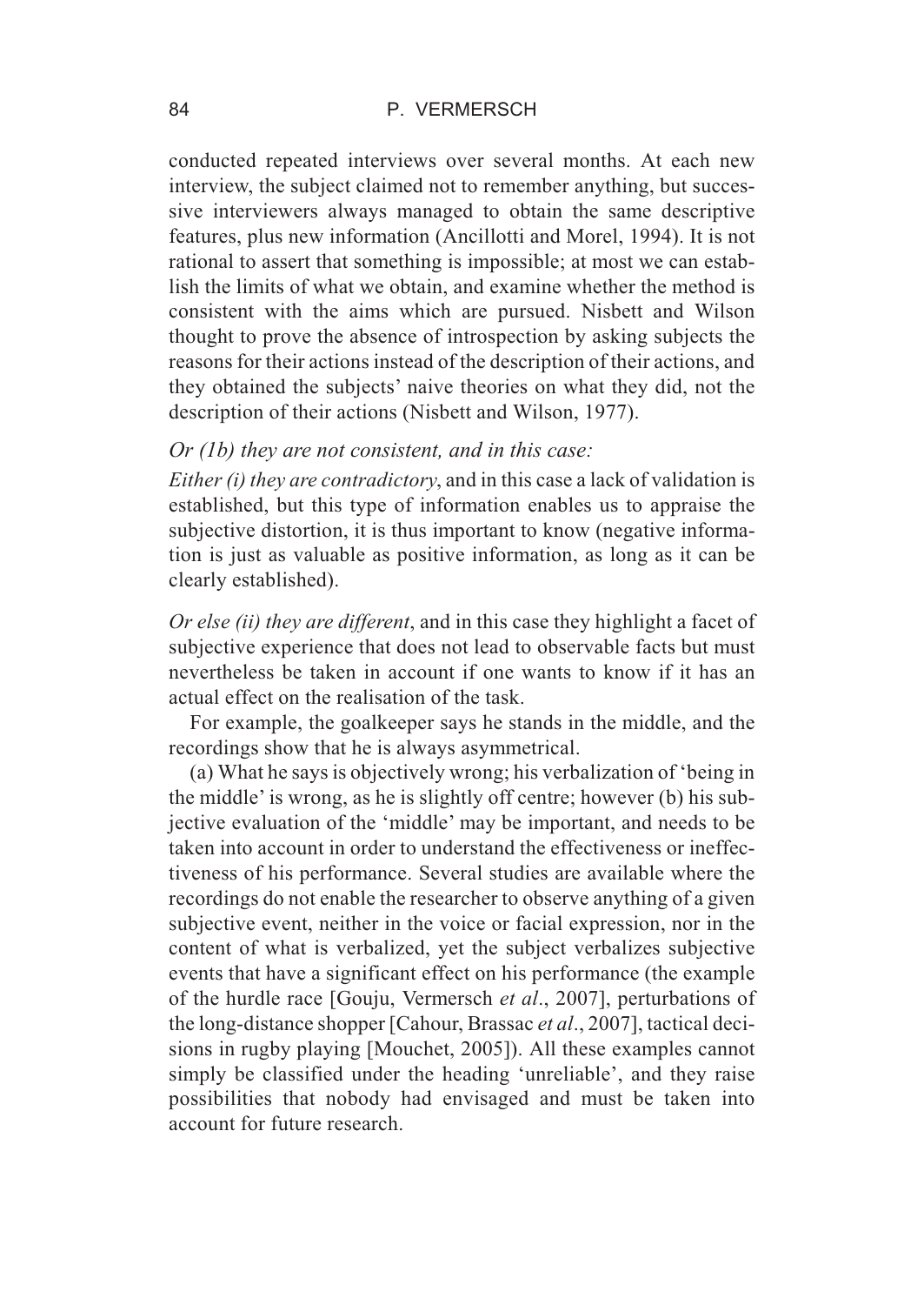conducted repeated interviews over several months. At each new interview, the subject claimed not to remember anything, but successive interviewers always managed to obtain the same descriptive features, plus new information (Ancillotti and Morel, 1994). It is not rational to assert that something is impossible; at most we can establish the limits of what we obtain, and examine whether the method is consistent with the aims which are pursued. Nisbett and Wilson thought to prove the absence of introspection by asking subjects the reasons for their actions instead of the description of their actions, and they obtained the subjects' naive theories on what they did, not the description of their actions (Nisbett and Wilson, 1977).

*Or (1b) they are not consistent, and in this case:*

*Either (i) they are contradictory*, and in this case a lack of validation is established, but this type of information enables us to appraise the subjective distortion, it is thus important to know (negative information is just as valuable as positive information, as long as it can be clearly established).

*Or else (ii) they are different*, and in this case they highlight a facet of subjective experience that does not lead to observable facts but must nevertheless be taken in account if one wants to know if it has an actual effect on the realisation of the task.

For example, the goalkeeper says he stands in the middle, and the recordings show that he is always asymmetrical.

(a) What he says is objectively wrong; his verbalization of 'being in the middle' is wrong, as he is slightly off centre; however (b) his subjective evaluation of the 'middle' may be important, and needs to be taken into account in order to understand the effectiveness or ineffectiveness of his performance. Several studies are available where the recordings do not enable the researcher to observe anything of a given subjective event, neither in the voice or facial expression, nor in the content of what is verbalized, yet the subject verbalizes subjective events that have a significant effect on his performance (the example of the hurdle race [Gouju, Vermersch *et al*., 2007], perturbations of the long-distance shopper [Cahour, Brassac *et al*., 2007], tactical decisions in rugby playing [Mouchet, 2005]). All these examples cannot simply be classified under the heading 'unreliable', and they raise possibilities that nobody had envisaged and must be taken into account for future research.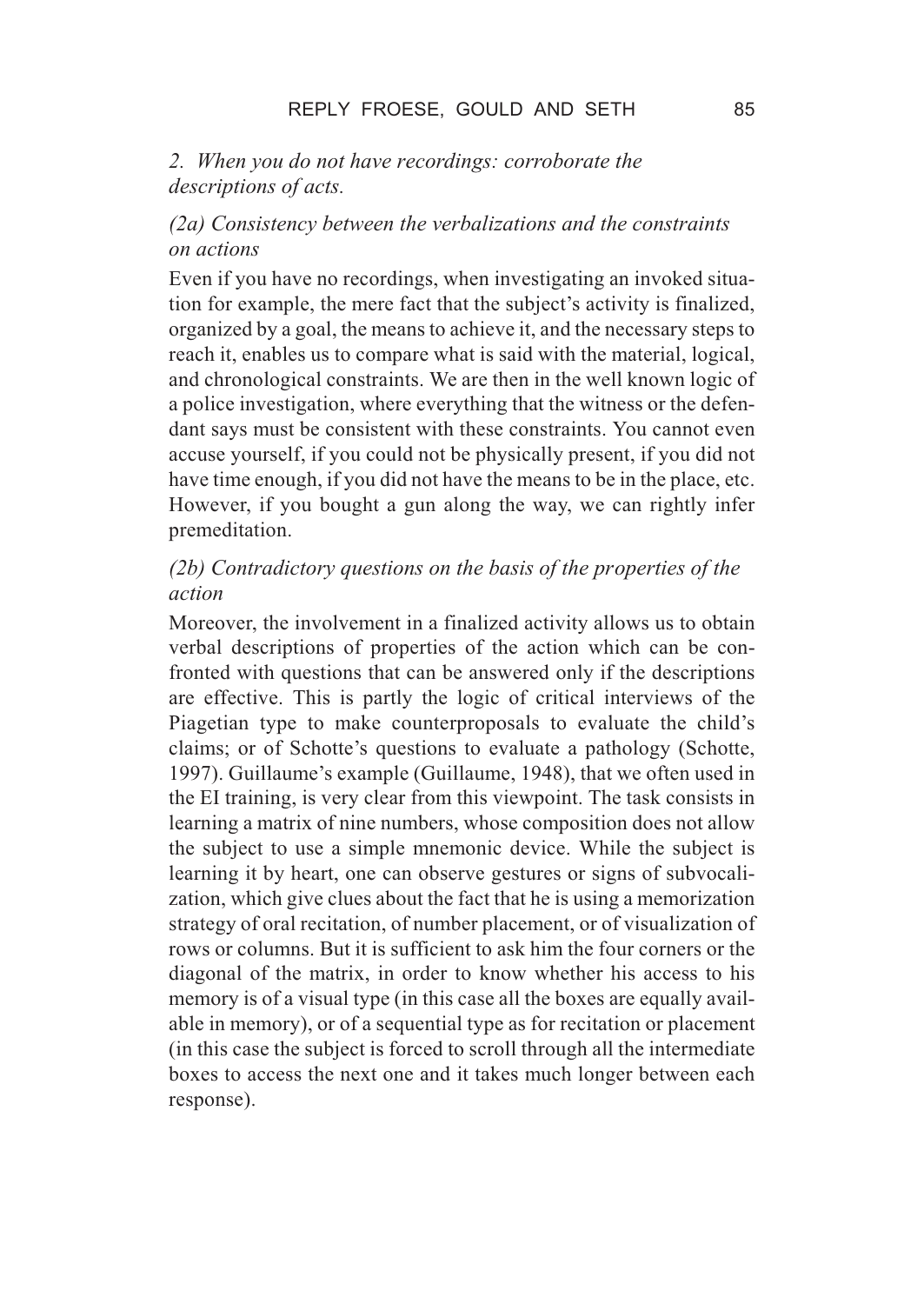## *2. When you do not have recordings: corroborate the descriptions of acts.*

### *(2a) Consistency between the verbalizations and the constraints on actions*

Even if you have no recordings, when investigating an invoked situation for example, the mere fact that the subject's activity is finalized, organized by a goal, the means to achieve it, and the necessary steps to reach it, enables us to compare what is said with the material, logical, and chronological constraints. We are then in the well known logic of a police investigation, where everything that the witness or the defendant says must be consistent with these constraints. You cannot even accuse yourself, if you could not be physically present, if you did not have time enough, if you did not have the means to be in the place, etc. However, if you bought a gun along the way, we can rightly infer premeditation.

### *(2b) Contradictory questions on the basis of the properties of the action*

Moreover, the involvement in a finalized activity allows us to obtain verbal descriptions of properties of the action which can be confronted with questions that can be answered only if the descriptions are effective. This is partly the logic of critical interviews of the Piagetian type to make counterproposals to evaluate the child's claims; or of Schotte's questions to evaluate a pathology (Schotte, 1997). Guillaume's example (Guillaume, 1948), that we often used in the EI training, is very clear from this viewpoint. The task consists in learning a matrix of nine numbers, whose composition does not allow the subject to use a simple mnemonic device. While the subject is learning it by heart, one can observe gestures or signs of subvocalization, which give clues about the fact that he is using a memorization strategy of oral recitation, of number placement, or of visualization of rows or columns. But it is sufficient to ask him the four corners or the diagonal of the matrix, in order to know whether his access to his memory is of a visual type (in this case all the boxes are equally available in memory), or of a sequential type as for recitation or placement (in this case the subject is forced to scroll through all the intermediate boxes to access the next one and it takes much longer between each response).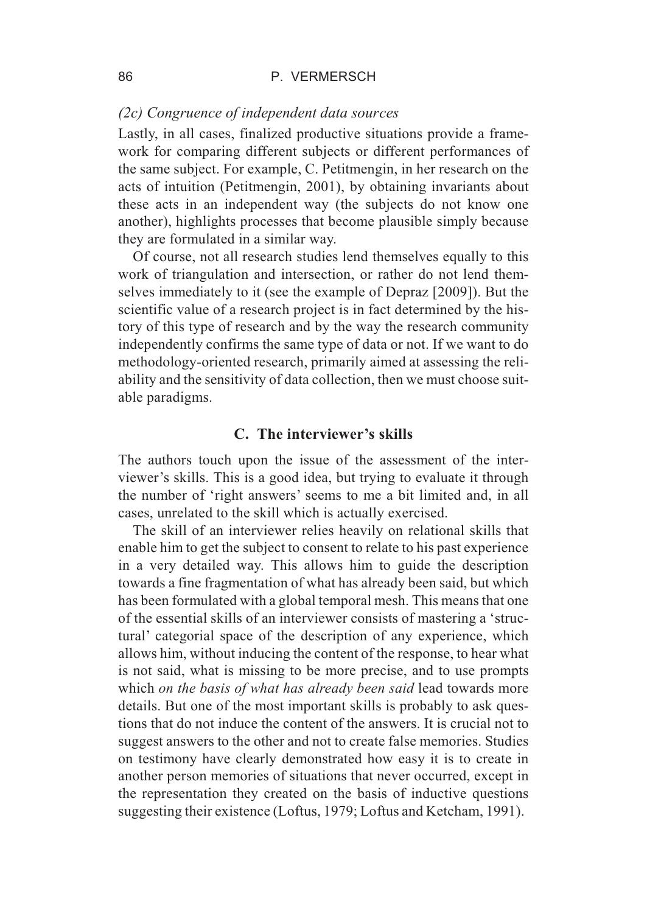*(2c) Congruence of independent data sources*

Lastly, in all cases, finalized productive situations provide a framework for comparing different subjects or different performances of the same subject. For example, C. Petitmengin, in her research on the acts of intuition (Petitmengin, 2001), by obtaining invariants about these acts in an independent way (the subjects do not know one another), highlights processes that become plausible simply because they are formulated in a similar way.

Of course, not all research studies lend themselves equally to this work of triangulation and intersection, or rather do not lend themselves immediately to it (see the example of Depraz [2009]). But the scientific value of a research project is in fact determined by the history of this type of research and by the way the research community independently confirms the same type of data or not. If we want to do methodology-oriented research, primarily aimed at assessing the reliability and the sensitivity of data collection, then we must choose suitable paradigms.

## C. The interviewer's skills

The authors touch upon the issue of the assessment of the interviewer's skills. This is a good idea, but trying to evaluate it through the number of 'right answers' seems to me a bit limited and, in all cases, unrelated to the skill which is actually exercised.

The skill of an interviewer relies heavily on relational skills that enable him to get the subject to consent to relate to his past experience in a very detailed way. This allows him to guide the description towards a fine fragmentation of what has already been said, but which has been formulated with a global temporal mesh. This means that one of the essential skills of an interviewer consists of mastering a 'structural' categorial space of the description of any experience, which allows him, without inducing the content of the response, to hear what is not said, what is missing to be more precise, and to use prompts which *on the basis of what has already been said* lead towards more details. But one of the most important skills is probably to ask questions that do not induce the content of the answers. It is crucial not to suggest answers to the other and not to create false memories. Studies on testimony have clearly demonstrated how easy it is to create in another person memories of situations that never occurred, except in the representation they created on the basis of inductive questions suggesting their existence (Loftus, 1979; Loftus and Ketcham, 1991).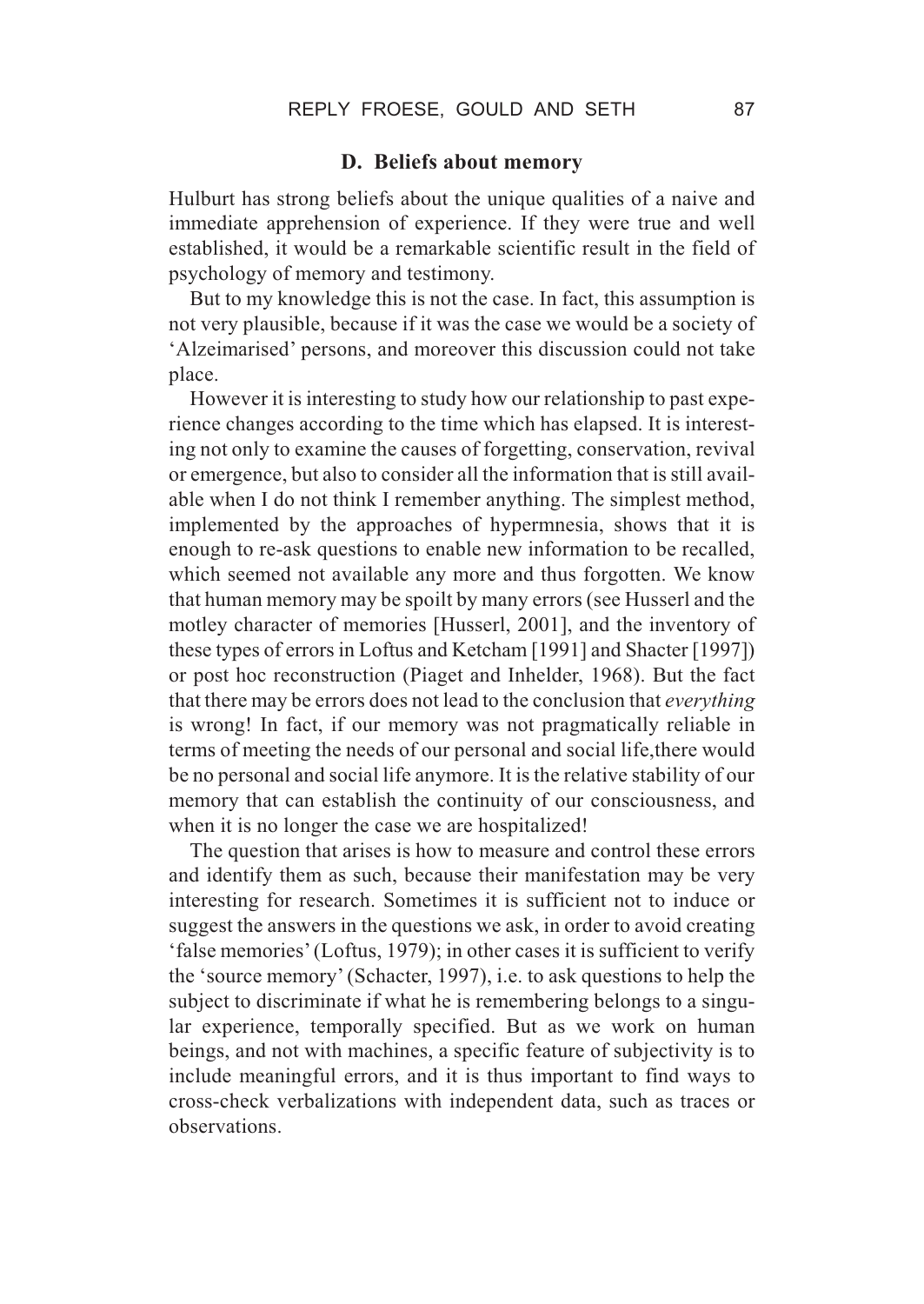### D. Beliefs about memory

Hulburt has strong beliefs about the unique qualities of a naive and immediate apprehension of experience. If they were true and well established, it would be a remarkable scientific result in the field of psychology of memory and testimony.

But to my knowledge this is not the case. In fact, this assumption is not very plausible, because if it was the case we would be a society of 'Alzeimarised' persons, and moreover this discussion could not take place.

However it is interesting to study how our relationship to past experience changes according to the time which has elapsed. It is interesting not only to examine the causes of forgetting, conservation, revival or emergence, but also to consider all the information that is still available when I do not think I remember anything. The simplest method, implemented by the approaches of hypermnesia, shows that it is enough to re-ask questions to enable new information to be recalled, which seemed not available any more and thus forgotten. We know that human memory may be spoilt by many errors (see Husserl and the motley character of memories [Husserl, 2001], and the inventory of these types of errors in Loftus and Ketcham [1991] and Shacter [1997]) or post hoc reconstruction (Piaget and Inhelder, 1968). But the fact that there may be errors does not lead to the conclusion that *everything* is wrong! In fact, if our memory was not pragmatically reliable in terms of meeting the needs of our personal and social life,there would be no personal and social life anymore. It is the relative stability of our memory that can establish the continuity of our consciousness, and when it is no longer the case we are hospitalized!

The question that arises is how to measure and control these errors and identify them as such, because their manifestation may be very interesting for research. Sometimes it is sufficient not to induce or suggest the answers in the questions we ask, in order to avoid creating 'false memories' (Loftus, 1979); in other cases it is sufficient to verify the 'source memory' (Schacter, 1997), i.e. to ask questions to help the subject to discriminate if what he is remembering belongs to a singular experience, temporally specified. But as we work on human beings, and not with machines, a specific feature of subjectivity is to include meaningful errors, and it is thus important to find ways to cross-check verbalizations with independent data, such as traces or observations.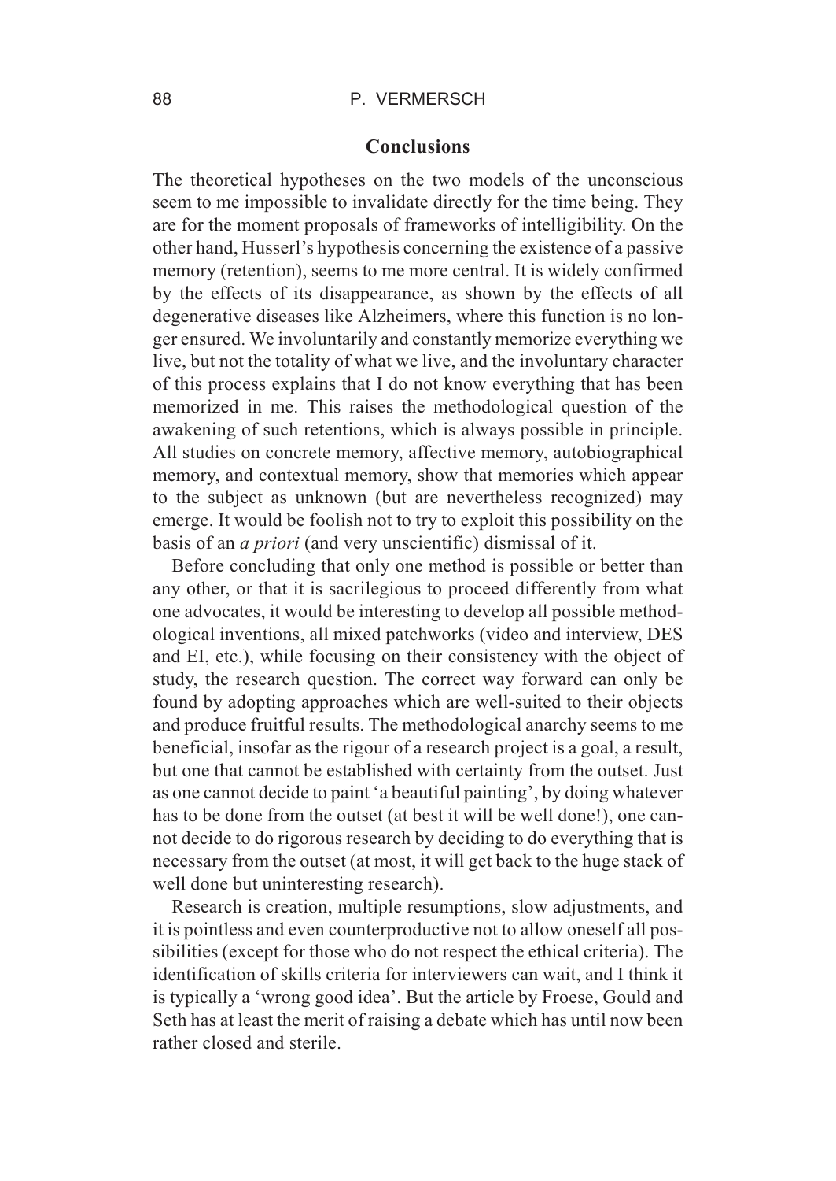## Conclusions

The theoretical hypotheses on the two models of the unconscious seem to me impossible to invalidate directly for the time being. They are for the moment proposals of frameworks of intelligibility. On the other hand, Husserl's hypothesis concerning the existence of a passive memory (retention), seems to me more central. It is widely confirmed by the effects of its disappearance, as shown by the effects of all degenerative diseases like Alzheimers, where this function is no longer ensured. We involuntarily and constantly memorize everything we live, but not the totality of what we live, and the involuntary character of this process explains that I do not know everything that has been memorized in me. This raises the methodological question of the awakening of such retentions, which is always possible in principle. All studies on concrete memory, affective memory, autobiographical memory, and contextual memory, show that memories which appear to the subject as unknown (but are nevertheless recognized) may emerge. It would be foolish not to try to exploit this possibility on the basis of an *a priori* (and very unscientific) dismissal of it.

Before concluding that only one method is possible or better than any other, or that it is sacrilegious to proceed differently from what one advocates, it would be interesting to develop all possible methodological inventions, all mixed patchworks (video and interview, DES and EI, etc.), while focusing on their consistency with the object of study, the research question. The correct way forward can only be found by adopting approaches which are well-suited to their objects and produce fruitful results. The methodological anarchy seems to me beneficial, insofar as the rigour of a research project is a goal, a result, but one that cannot be established with certainty from the outset. Just as one cannot decide to paint 'a beautiful painting', by doing whatever has to be done from the outset (at best it will be well done!), one cannot decide to do rigorous research by deciding to do everything that is necessary from the outset (at most, it will get back to the huge stack of well done but uninteresting research).

Research is creation, multiple resumptions, slow adjustments, and it is pointless and even counterproductive not to allow oneself all possibilities (except for those who do not respect the ethical criteria). The identification of skills criteria for interviewers can wait, and I think it is typically a 'wrong good idea'. But the article by Froese, Gould and Seth has at least the merit of raising a debate which has until now been rather closed and sterile.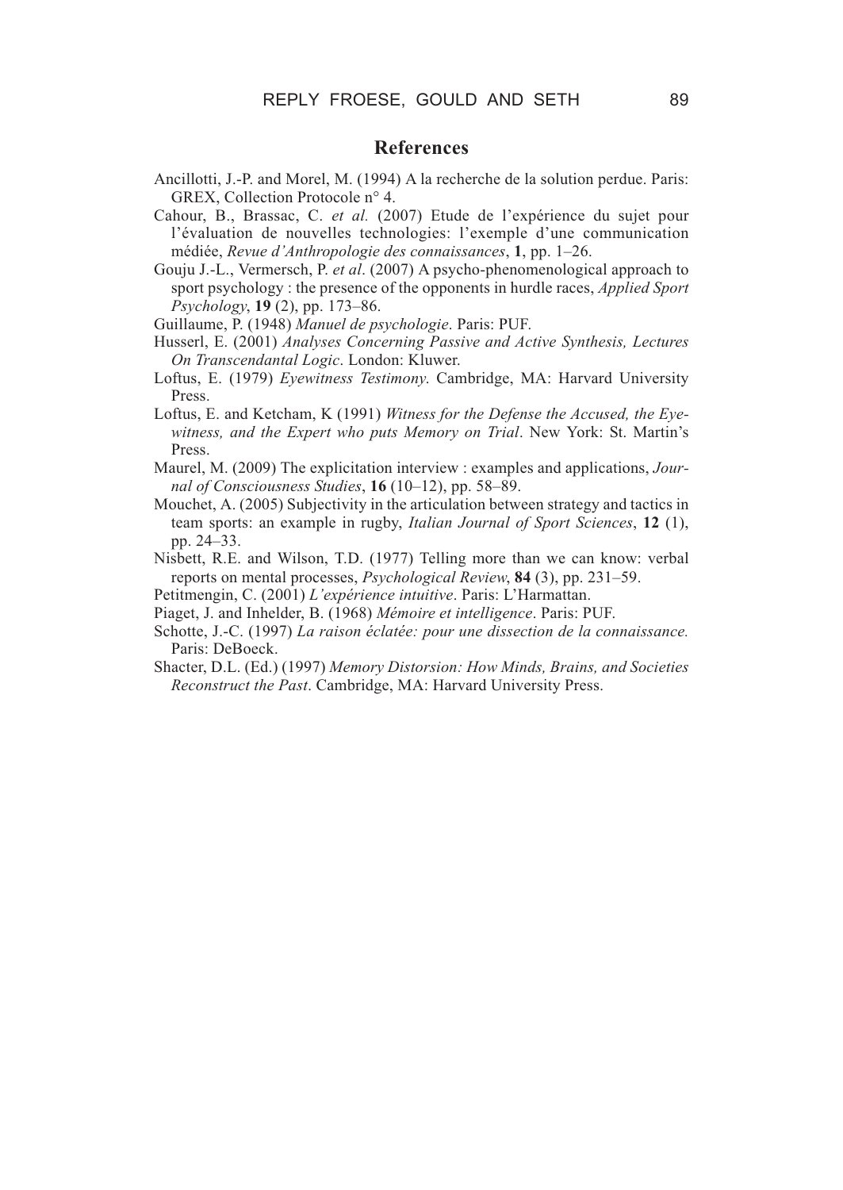## References

Ancillotti, J.-P. and Morel, M. (1994) A la recherche de la solution perdue. Paris: GREX, Collection Protocole n° 4.

Cahour, B., Brassac, C. *et al.* (2007) Etude de l'expérience du sujet pour l'évaluation de nouvelles technologies: l'exemple d'une communication médiée, *Revue d'Anthropologie des connaissances*, **1**, pp. 1–26.

Gouju J.-L., Vermersch, P. *et al*. (2007) A psycho-phenomenological approach to sport psychology : the presence of the opponents in hurdle races, *Applied Sport Psychology*, **19** (2), pp. 173–86.

Guillaume, P. (1948) *Manuel de psychologie*. Paris: PUF.

Husserl, E. (2001) *Analyses Concerning Passive and Active Synthesis, Lectures On Transcendantal Logic*. London: Kluwer.

Loftus, E. (1979) *Eyewitness Testimony*. Cambridge, MA: Harvard University Press.

Loftus, E. and Ketcham, K (1991) *Witness for the Defense the Accused, the Eyewitness, and the Expert who puts Memory on Trial*. New York: St. Martin's Press.

Maurel, M. (2009) The explicitation interview : examples and applications, *Journal of Consciousness Studies*, **16** (10–12), pp. 58–89.

Mouchet, A. (2005) Subjectivity in the articulation between strategy and tactics in team sports: an example in rugby, *Italian Journal of Sport Sciences*, **12** (1), pp. 24–33.

Nisbett, R.E. and Wilson, T.D. (1977) Telling more than we can know: verbal reports on mental processes, *Psychological Review*, **84** (3), pp. 231–59.

Petitmengin, C. (2001) *L'expérience intuitive*. Paris: L'Harmattan.

Piaget, J. and Inhelder, B. (1968) *Mémoire et intelligence*. Paris: PUF.

Schotte, J.-C. (1997) *La raison éclatée: pour une dissection de la connaissance.* Paris: DeBoeck.

Shacter, D.L. (Ed.) (1997) *Memory Distorsion: How Minds, Brains, and Societies Reconstruct the Past*. Cambridge, MA: Harvard University Press.